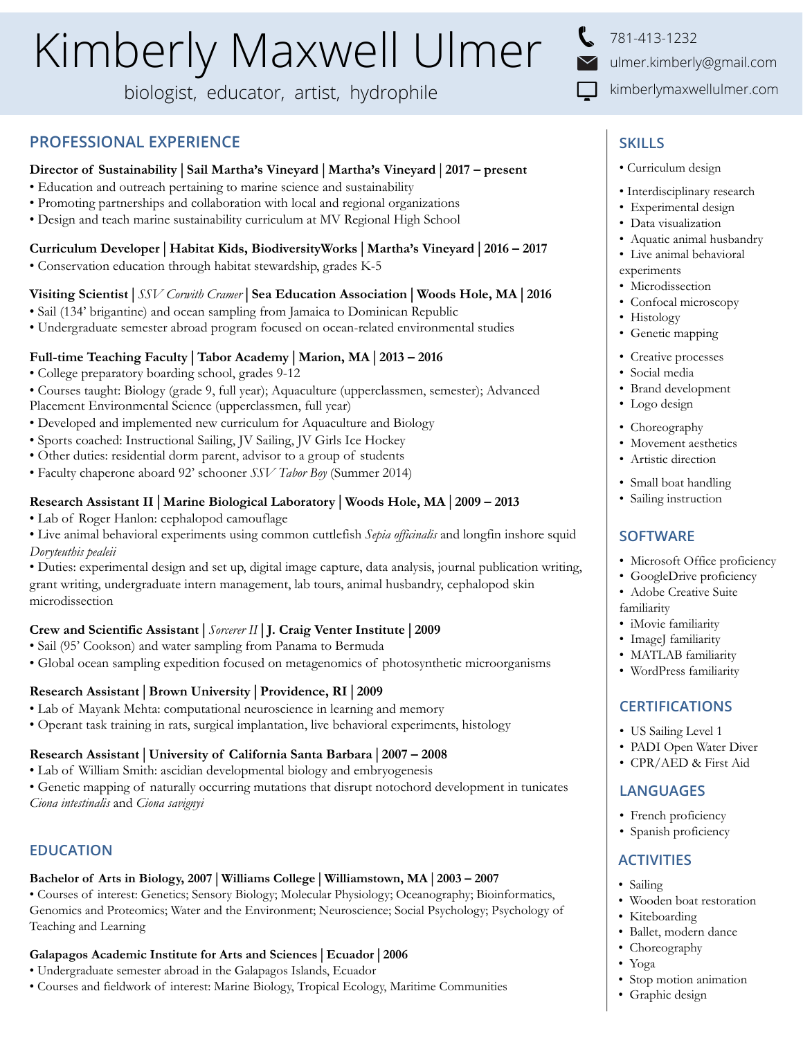# Kimberly Maxwell Ulmer

biologist, educator, artist, hydrophile

781-413-1232
ulmer.kimberly@gmail.com
kimberlymaxwellulmer.com

## PROFESSIONAL EXPERIENCE

**Director of Sustainability | Sail Martha's Vineyard | Martha's Vineyard | 2017 – present**
- Education and outreach pertaining to marine science and sustainability
- Promoting partnerships and collaboration with local and regional organizations
- Design and teach marine sustainability curriculum at MV Regional High School

**Curriculum Developer | Habitat Kids, BiodiversityWorks | Martha's Vineyard | 2016 – 2017**
- Conservation education through habitat stewardship, grades K-5

**Visiting Scientist | *SSV Corwith Cramer* | Sea Education Association | Woods Hole, MA | 2016**
- Sail (134' brigantine) and ocean sampling from Jamaica to Dominican Republic
- Undergraduate semester abroad program focused on ocean-related environmental studies

**Full-time Teaching Faculty | Tabor Academy | Marion, MA | 2013 – 2016**
- College preparatory boarding school, grades 9-12
- Courses taught: Biology (grade 9, full year); Aquaculture (upperclassmen, semester); Advanced Placement Environmental Science (upperclassmen, full year)
- Developed and implemented new curriculum for Aquaculture and Biology
- Sports coached: Instructional Sailing, JV Sailing, JV Girls Ice Hockey
- Other duties: residential dorm parent, advisor to a group of students
- Faculty chaperone aboard 92' schooner *SSV Tabor Boy* (Summer 2014)

**Research Assistant II | Marine Biological Laboratory | Woods Hole, MA | 2009 – 2013**
- Lab of Roger Hanlon: cephalopod camouflage
- Live animal behavioral experiments using common cuttlefish *Sepia officinalis* and longfin inshore squid *Doryteuthis pealeii*
- Duties: experimental design and set up, digital image capture, data analysis, journal publication writing, grant writing, undergraduate intern management, lab tours, animal husbandry, cephalopod skin microdissection

**Crew and Scientific Assistant | *Sorcerer II* | J. Craig Venter Institute | 2009**
- Sail (95' Cookson) and water sampling from Panama to Bermuda
- Global ocean sampling expedition focused on metagenomics of photosynthetic microorganisms

**Research Assistant | Brown University | Providence, RI | 2009**
- Lab of Mayank Mehta: computational neuroscience in learning and memory
- Operant task training in rats, surgical implantation, live behavioral experiments, histology

**Research Assistant | University of California Santa Barbara | 2007 – 2008**
- Lab of William Smith: ascidian developmental biology and embryogenesis
- Genetic mapping of naturally occurring mutations that disrupt notochord development in tunicates *Ciona intestinalis* and *Ciona savignyi*

## EDUCATION

**Bachelor of Arts in Biology, 2007 | Williams College | Williamstown, MA | 2003 – 2007**
- Courses of interest: Genetics; Sensory Biology; Molecular Physiology; Oceanography; Bioinformatics, Genomics and Proteomics; Water and the Environment; Neuroscience; Social Psychology; Psychology of Teaching and Learning

**Galapagos Academic Institute for Arts and Sciences | Ecuador | 2006**
- Undergraduate semester abroad in the Galapagos Islands, Ecuador
- Courses and fieldwork of interest: Marine Biology, Tropical Ecology, Maritime Communities

## SKILLS

- Curriculum design
- Interdisciplinary research
- Experimental design
- Data visualization
- Aquatic animal husbandry
- Live animal behavioral experiments
- Microdissection
- Confocal microscopy
- Histology
- Genetic mapping
- Creative processes
- Social media
- Brand development
- Logo design
- Choreography
- Movement aesthetics
- Artistic direction
- Small boat handling
- Sailing instruction

## SOFTWARE

- Microsoft Office proficiency
- GoogleDrive proficiency
- Adobe Creative Suite familiarity
- iMovie familiarity
- ImageJ familiarity
- MATLAB familiarity
- WordPress familiarity

## CERTIFICATIONS

- US Sailing Level 1
- PADI Open Water Diver
- CPR/AED & First Aid

## LANGUAGES

- French proficiency
- Spanish proficiency

## ACTIVITIES

- Sailing
- Wooden boat restoration
- Kiteboarding
- Ballet, modern dance
- Choreography
- Yoga
- Stop motion animation
- Graphic design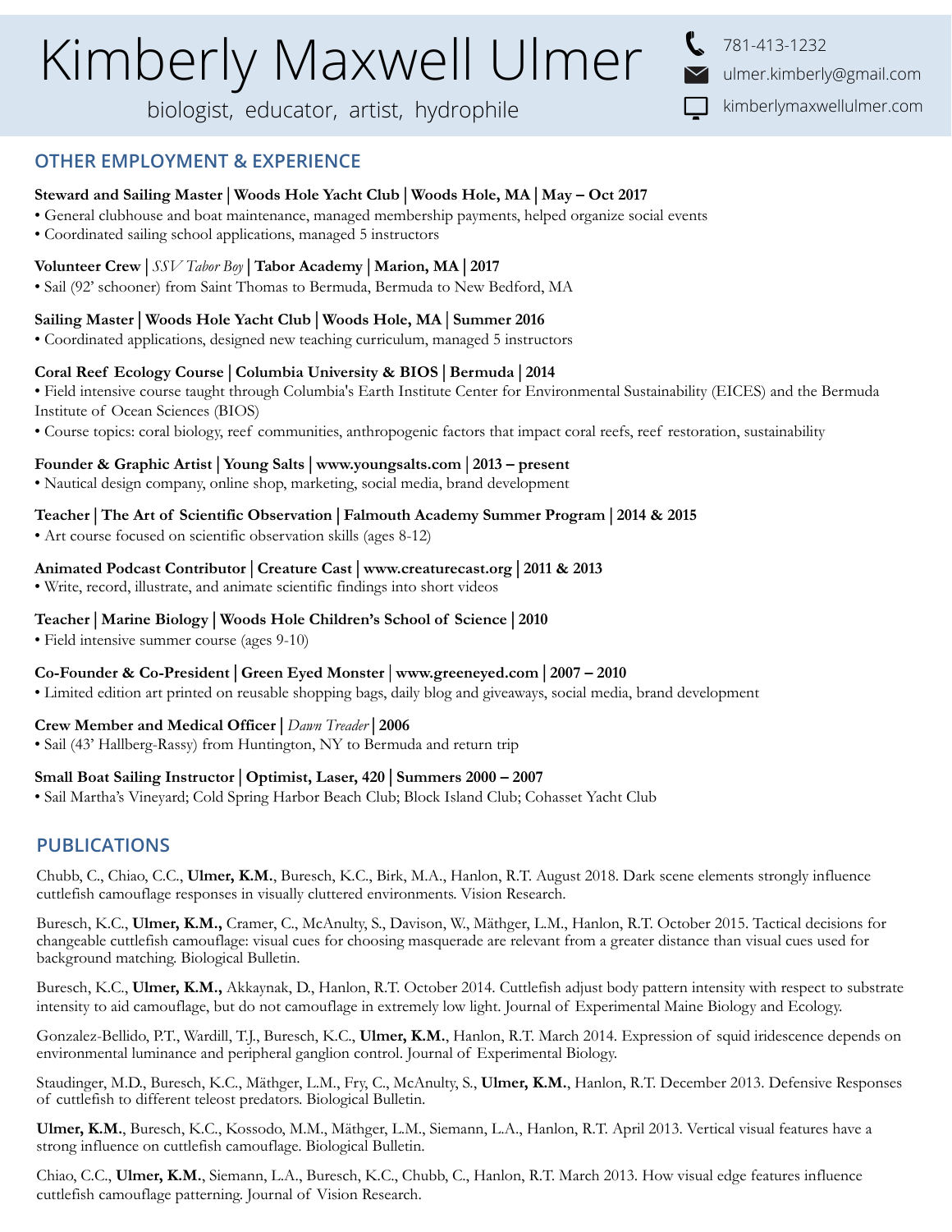# Kimberly Maxwell Ulmer

biologist, educator, artist, hydrophile

781-413-1232
ulmer.kimberly@gmail.com
kimberlymaxwellulmer.com

## OTHER EMPLOYMENT & EXPERIENCE

**Steward and Sailing Master | Woods Hole Yacht Club | Woods Hole, MA | May – Oct 2017**
- General clubhouse and boat maintenance, managed membership payments, helped organize social events
- Coordinated sailing school applications, managed 5 instructors

**Volunteer Crew |** *SSV Tabor Boy* **| Tabor Academy | Marion, MA | 2017**
- Sail (92' schooner) from Saint Thomas to Bermuda, Bermuda to New Bedford, MA

**Sailing Master | Woods Hole Yacht Club | Woods Hole, MA | Summer 2016**
- Coordinated applications, designed new teaching curriculum, managed 5 instructors

**Coral Reef Ecology Course | Columbia University & BIOS | Bermuda | 2014**
- Field intensive course taught through Columbia's Earth Institute Center for Environmental Sustainability (EICES) and the Bermuda Institute of Ocean Sciences (BIOS)
- Course topics: coral biology, reef communities, anthropogenic factors that impact coral reefs, reef restoration, sustainability

**Founder & Graphic Artist | Young Salts | www.youngsalts.com | 2013 – present**
- Nautical design company, online shop, marketing, social media, brand development

**Teacher | The Art of Scientific Observation | Falmouth Academy Summer Program | 2014 & 2015**
- Art course focused on scientific observation skills (ages 8-12)

**Animated Podcast Contributor | Creature Cast | www.creaturecast.org | 2011 & 2013**
- Write, record, illustrate, and animate scientific findings into short videos

**Teacher | Marine Biology | Woods Hole Children's School of Science | 2010**
- Field intensive summer course (ages 9-10)

**Co-Founder & Co-President | Green Eyed Monster | www.greeneyed.com | 2007 – 2010**
- Limited edition art printed on reusable shopping bags, daily blog and giveaways, social media, brand development

**Crew Member and Medical Officer |** *Dawn Treader* **| 2006**
- Sail (43' Hallberg-Rassy) from Huntington, NY to Bermuda and return trip

**Small Boat Sailing Instructor | Optimist, Laser, 420 | Summers 2000 – 2007**
- Sail Martha's Vineyard; Cold Spring Harbor Beach Club; Block Island Club; Cohasset Yacht Club

## PUBLICATIONS

Chubb, C., Chiao, C.C., **Ulmer, K.M.**, Buresch, K.C., Birk, M.A., Hanlon, R.T. August 2018. Dark scene elements strongly influence cuttlefish camouflage responses in visually cluttered environments. Vision Research.

Buresch, K.C., **Ulmer, K.M.,** Cramer, C., McAnulty, S., Davison, W., Mäthger, L.M., Hanlon, R.T. October 2015. Tactical decisions for changeable cuttlefish camouflage: visual cues for choosing masquerade are relevant from a greater distance than visual cues used for background matching. Biological Bulletin.

Buresch, K.C., **Ulmer, K.M.,** Akkaynak, D., Hanlon, R.T. October 2014. Cuttlefish adjust body pattern intensity with respect to substrate intensity to aid camouflage, but do not camouflage in extremely low light. Journal of Experimental Maine Biology and Ecology.

Gonzalez-Bellido, P.T., Wardill, T.J., Buresch, K.C., **Ulmer, K.M.**, Hanlon, R.T. March 2014. Expression of squid iridescence depends on environmental luminance and peripheral ganglion control. Journal of Experimental Biology.

Staudinger, M.D., Buresch, K.C., Mäthger, L.M., Fry, C., McAnulty, S., **Ulmer, K.M.**, Hanlon, R.T. December 2013. Defensive Responses of cuttlefish to different teleost predators. Biological Bulletin.

**Ulmer, K.M.**, Buresch, K.C., Kossodo, M.M., Mäthger, L.M., Siemann, L.A., Hanlon, R.T. April 2013. Vertical visual features have a strong influence on cuttlefish camouflage. Biological Bulletin.

Chiao, C.C., **Ulmer, K.M.**, Siemann, L.A., Buresch, K.C., Chubb, C., Hanlon, R.T. March 2013. How visual edge features influence cuttlefish camouflage patterning. Journal of Vision Research.